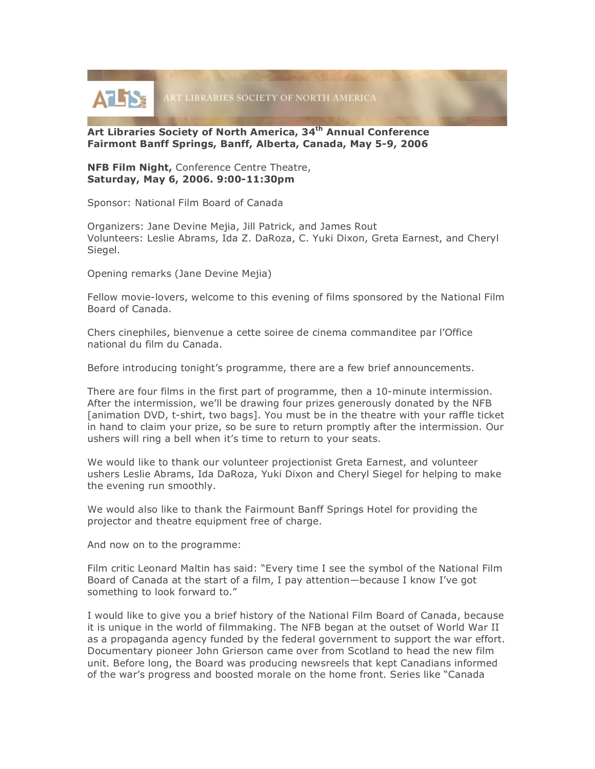ART LIBRARIES SOCIETY OF NORTH AMERICA

**Art Libraries Society of North America, 34th Annual Conference**
**Fairmont Banff Springs, Banff, Alberta, Canada, May 5-9, 2006**

**NFB Film Night,** Conference Centre Theatre,
**Saturday, May 6, 2006. 9:00-11:30pm**

Sponsor: National Film Board of Canada

Organizers: Jane Devine Mejia, Jill Patrick, and James Rout
Volunteers: Leslie Abrams, Ida Z. DaRoza, C. Yuki Dixon, Greta Earnest, and Cheryl Siegel.

Opening remarks (Jane Devine Mejia)

Fellow movie-lovers, welcome to this evening of films sponsored by the National Film Board of Canada.

Chers cinephiles, bienvenue a cette soiree de cinema commanditee par l'Office national du film du Canada.

Before introducing tonight's programme, there are a few brief announcements.

There are four films in the first part of programme, then a 10-minute intermission. After the intermission, we'll be drawing four prizes generously donated by the NFB [animation DVD, t-shirt, two bags]. You must be in the theatre with your raffle ticket in hand to claim your prize, so be sure to return promptly after the intermission. Our ushers will ring a bell when it's time to return to your seats.

We would like to thank our volunteer projectionist Greta Earnest, and volunteer ushers Leslie Abrams, Ida DaRoza, Yuki Dixon and Cheryl Siegel for helping to make the evening run smoothly.

We would also like to thank the Fairmount Banff Springs Hotel for providing the projector and theatre equipment free of charge.

And now on to the programme:

Film critic Leonard Maltin has said: "Every time I see the symbol of the National Film Board of Canada at the start of a film, I pay attention—because I know I've got something to look forward to."

I would like to give you a brief history of the National Film Board of Canada, because it is unique in the world of filmmaking. The NFB began at the outset of World War II as a propaganda agency funded by the federal government to support the war effort. Documentary pioneer John Grierson came over from Scotland to head the new film unit. Before long, the Board was producing newsreels that kept Canadians informed of the war's progress and boosted morale on the home front. Series like "Canada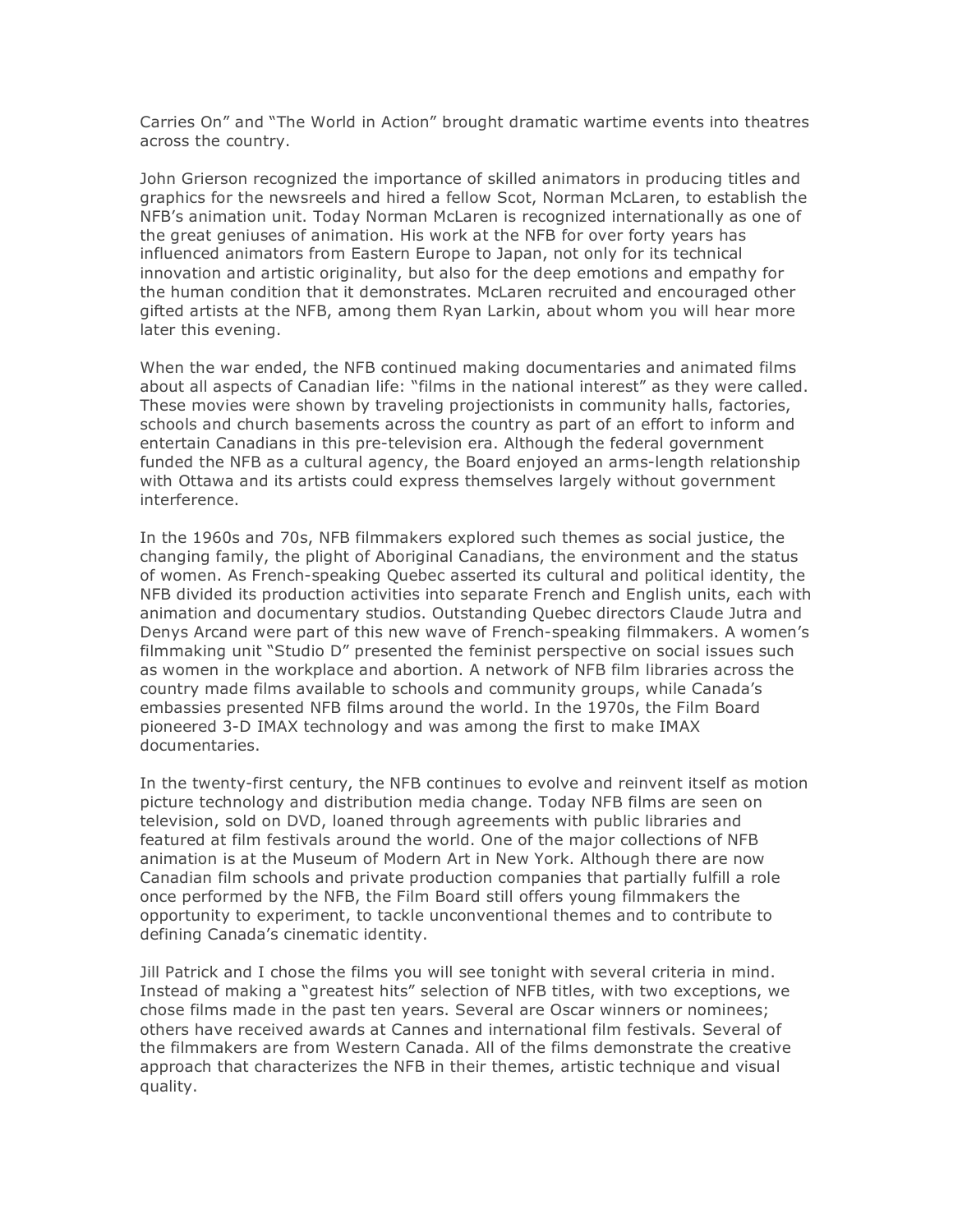Carries On" and "The World in Action" brought dramatic wartime events into theatres across the country.

John Grierson recognized the importance of skilled animators in producing titles and graphics for the newsreels and hired a fellow Scot, Norman McLaren, to establish the NFB's animation unit. Today Norman McLaren is recognized internationally as one of the great geniuses of animation. His work at the NFB for over forty years has influenced animators from Eastern Europe to Japan, not only for its technical innovation and artistic originality, but also for the deep emotions and empathy for the human condition that it demonstrates. McLaren recruited and encouraged other gifted artists at the NFB, among them Ryan Larkin, about whom you will hear more later this evening.

When the war ended, the NFB continued making documentaries and animated films about all aspects of Canadian life: "films in the national interest" as they were called. These movies were shown by traveling projectionists in community halls, factories, schools and church basements across the country as part of an effort to inform and entertain Canadians in this pre-television era. Although the federal government funded the NFB as a cultural agency, the Board enjoyed an arms-length relationship with Ottawa and its artists could express themselves largely without government interference.

In the 1960s and 70s, NFB filmmakers explored such themes as social justice, the changing family, the plight of Aboriginal Canadians, the environment and the status of women. As French-speaking Quebec asserted its cultural and political identity, the NFB divided its production activities into separate French and English units, each with animation and documentary studios. Outstanding Quebec directors Claude Jutra and Denys Arcand were part of this new wave of French-speaking filmmakers. A women's filmmaking unit "Studio D" presented the feminist perspective on social issues such as women in the workplace and abortion. A network of NFB film libraries across the country made films available to schools and community groups, while Canada's embassies presented NFB films around the world. In the 1970s, the Film Board pioneered 3-D IMAX technology and was among the first to make IMAX documentaries.

In the twenty-first century, the NFB continues to evolve and reinvent itself as motion picture technology and distribution media change. Today NFB films are seen on television, sold on DVD, loaned through agreements with public libraries and featured at film festivals around the world. One of the major collections of NFB animation is at the Museum of Modern Art in New York. Although there are now Canadian film schools and private production companies that partially fulfill a role once performed by the NFB, the Film Board still offers young filmmakers the opportunity to experiment, to tackle unconventional themes and to contribute to defining Canada's cinematic identity.

Jill Patrick and I chose the films you will see tonight with several criteria in mind. Instead of making a "greatest hits" selection of NFB titles, with two exceptions, we chose films made in the past ten years. Several are Oscar winners or nominees; others have received awards at Cannes and international film festivals. Several of the filmmakers are from Western Canada. All of the films demonstrate the creative approach that characterizes the NFB in their themes, artistic technique and visual quality.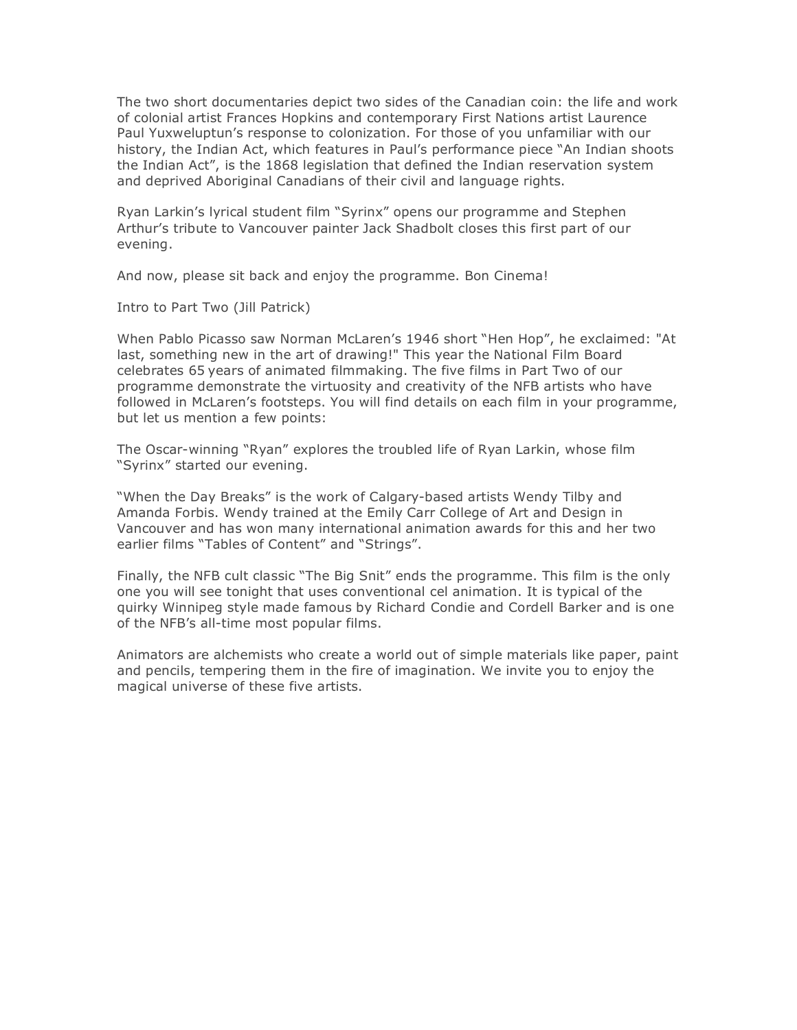The two short documentaries depict two sides of the Canadian coin: the life and work of colonial artist Frances Hopkins and contemporary First Nations artist Laurence Paul Yuxweluptun's response to colonization. For those of you unfamiliar with our history, the Indian Act, which features in Paul's performance piece "An Indian shoots the Indian Act", is the 1868 legislation that defined the Indian reservation system and deprived Aboriginal Canadians of their civil and language rights.

Ryan Larkin's lyrical student film "Syrinx" opens our programme and Stephen Arthur's tribute to Vancouver painter Jack Shadbolt closes this first part of our evening.

And now, please sit back and enjoy the programme. Bon Cinema!

Intro to Part Two (Jill Patrick)

When Pablo Picasso saw Norman McLaren's 1946 short "Hen Hop", he exclaimed: "At last, something new in the art of drawing!" This year the National Film Board celebrates 65 years of animated filmmaking. The five films in Part Two of our programme demonstrate the virtuosity and creativity of the NFB artists who have followed in McLaren's footsteps. You will find details on each film in your programme, but let us mention a few points:

The Oscar-winning "Ryan" explores the troubled life of Ryan Larkin, whose film "Syrinx" started our evening.

"When the Day Breaks" is the work of Calgary-based artists Wendy Tilby and Amanda Forbis. Wendy trained at the Emily Carr College of Art and Design in Vancouver and has won many international animation awards for this and her two earlier films "Tables of Content" and "Strings".

Finally, the NFB cult classic "The Big Snit" ends the programme. This film is the only one you will see tonight that uses conventional cel animation. It is typical of the quirky Winnipeg style made famous by Richard Condie and Cordell Barker and is one of the NFB's all-time most popular films.

Animators are alchemists who create a world out of simple materials like paper, paint and pencils, tempering them in the fire of imagination. We invite you to enjoy the magical universe of these five artists.